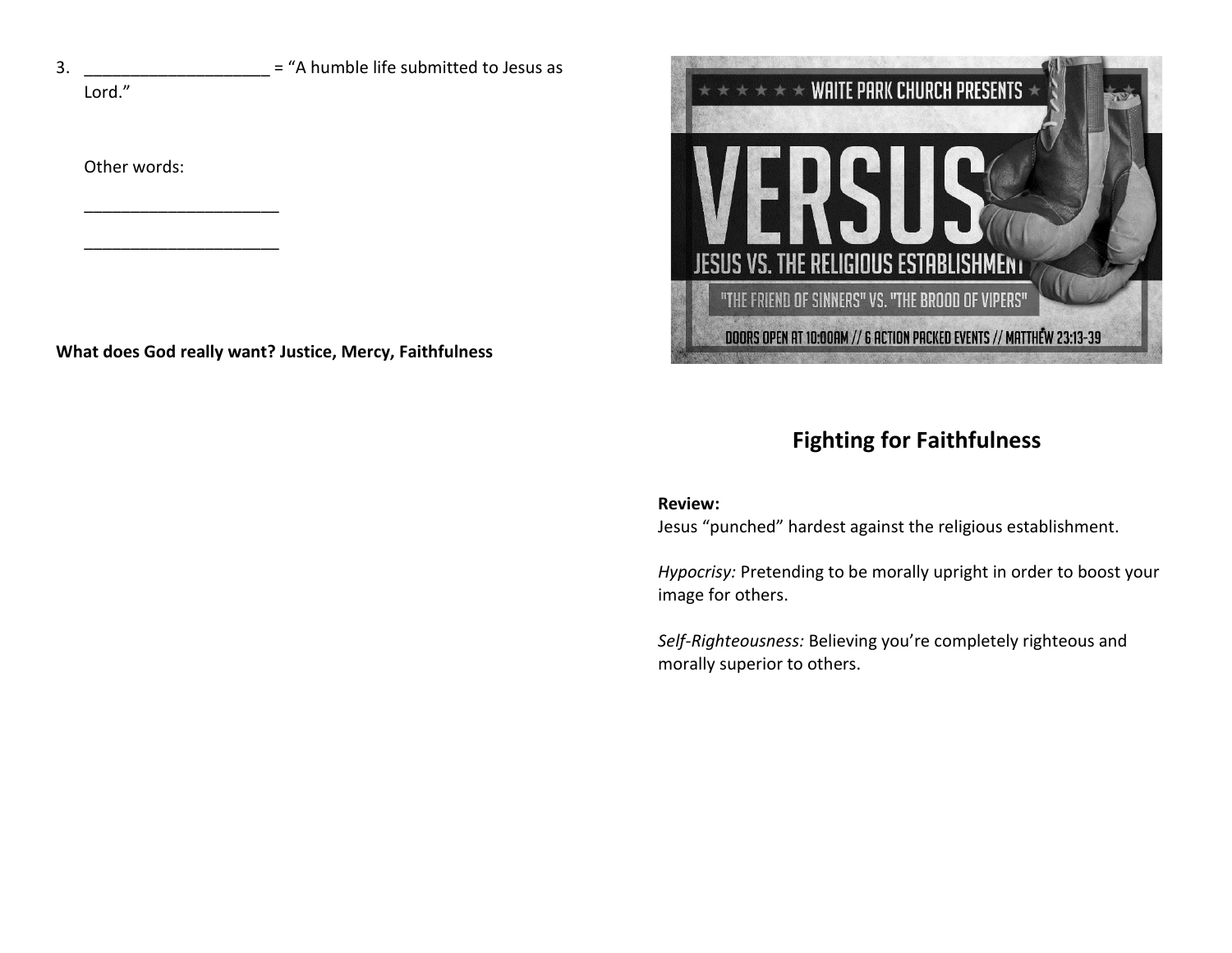3. ____________________ = "A humble life submitted to Jesus as Lord."

   Other words:

   ______________________

   ______________________

**What does God really want? Justice, Mercy, Faithfulness**

WAITE PARK CHURCH PRESENTS

VERSUS

JESUS VS. THE RELIGIOUS ESTABLISHMENT

"THE FRIEND OF SINNERS" VS. "THE BROOD OF VIPERS"

DOORS OPEN AT 10:00AM // 6 ACTION PACKED EVENTS // MATTHEW 23:13-39

## Fighting for Faithfulness

**Review:**
Jesus "punched" hardest against the religious establishment.

*Hypocrisy:* Pretending to be morally upright in order to boost your image for others.

*Self-Righteousness:* Believing you're completely righteous and morally superior to others.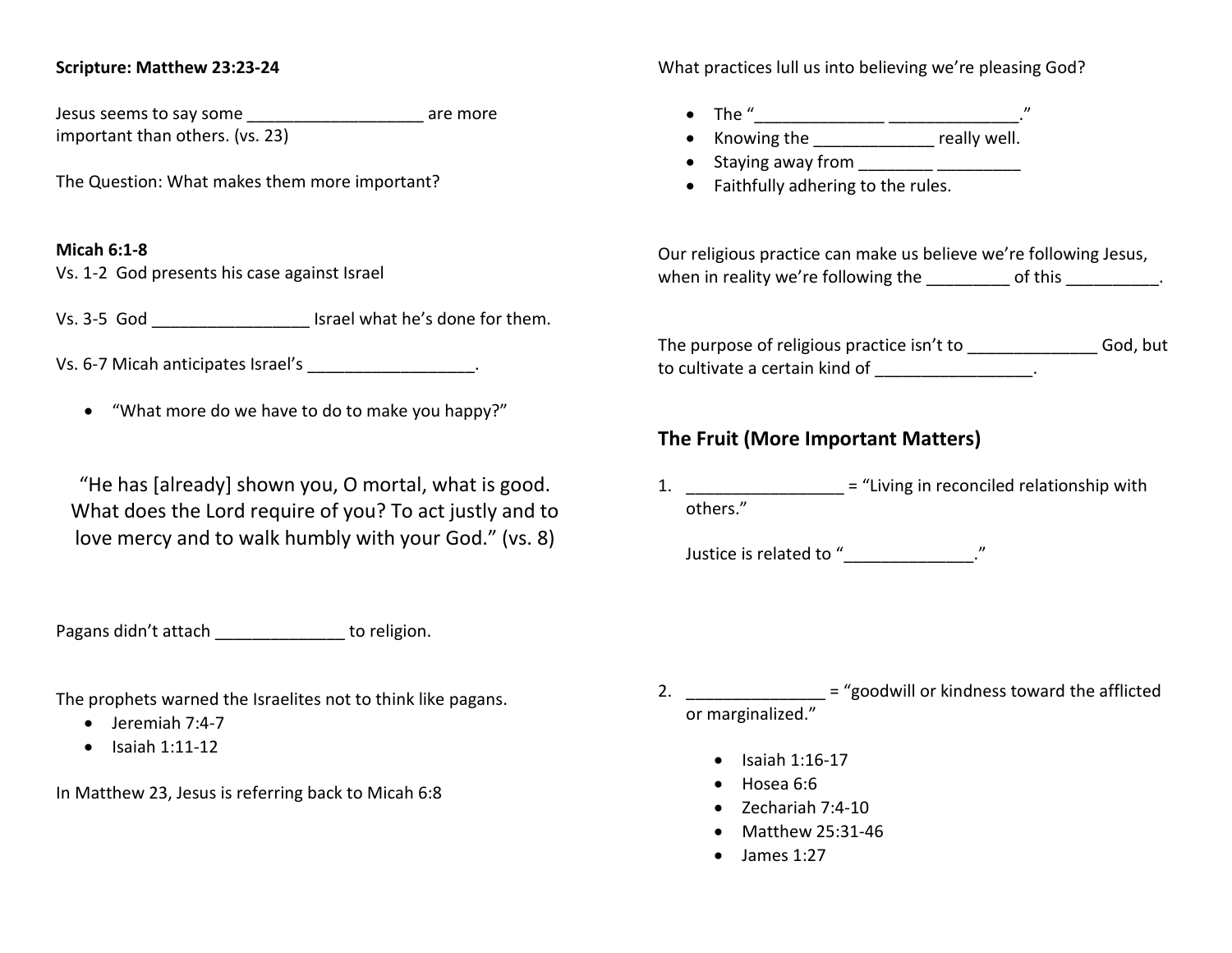**Scripture: Matthew 23:23-24**

Jesus seems to say some ___________________ are more important than others. (vs. 23)

The Question: What makes them more important?

**Micah 6:1-8**

Vs. 1-2 God presents his case against Israel

Vs. 3-5 God _________________ Israel what he's done for them.

Vs. 6-7 Micah anticipates Israel's __________________.

- "What more do we have to do to make you happy?"

"He has [already] shown you, O mortal, what is good. What does the Lord require of you? To act justly and to love mercy and to walk humbly with your God." (vs. 8)

Pagans didn't attach ______________ to religion.

The prophets warned the Israelites not to think like pagans.

- Jeremiah 7:4-7
- Isaiah 1:11-12

In Matthew 23, Jesus is referring back to Micah 6:8

What practices lull us into believing we're pleasing God?

- The "______________ ______________."
- Knowing the _____________ really well.
- Staying away from ________ _________
- Faithfully adhering to the rules.

Our religious practice can make us believe we're following Jesus, when in reality we're following the _________ of this __________.

The purpose of religious practice isn't to ______________ God, but to cultivate a certain kind of _________________.

## The Fruit (More Important Matters)

1. _________________ = "Living in reconciled relationship with others."

   Justice is related to "______________."

2. _______________ = "goodwill or kindness toward the afflicted or marginalized."

   - Isaiah 1:16-17
   - Hosea 6:6
   - Zechariah 7:4-10
   - Matthew 25:31-46
   - James 1:27